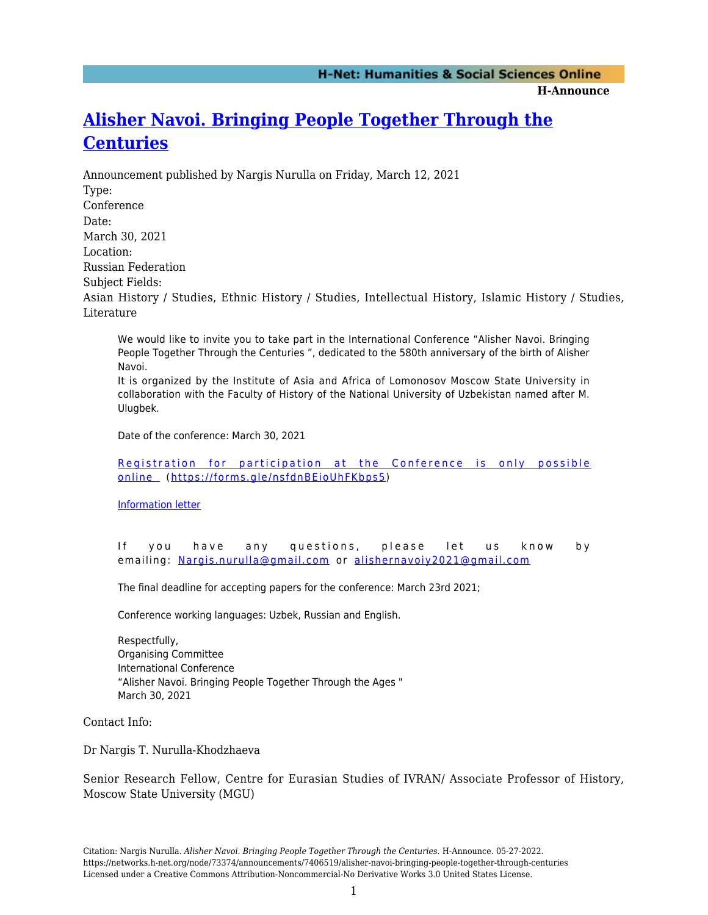# [Alisher Navoi. Bringing People Together Through the Centuries](https://networks.h-net.org/node/73374/announcements/7406519/alisher-navoi-bringing-people-together-through-centuries)

Announcement published by Nargis Nurulla on Friday, March 12, 2021

Type:
Conference

Date:
March 30, 2021

Location:
Russian Federation

Subject Fields:
Asian History / Studies, Ethnic History / Studies, Intellectual History, Islamic History / Studies, Literature

> We would like to invite you to take part in the International Conference "Alisher Navoi. Bringing People Together Through the Centuries ", dedicated to the 580th anniversary of the birth of Alisher Navoi.
> It is organized by the Institute of Asia and Africa of Lomonosov Moscow State University in collaboration with the Faculty of History of the National University of Uzbekistan named after M. Ulugbek.
>
> Date of the conference: March 30, 2021
>
> [Registration for participation at the Conference is only possible online](https://forms.gle/nsfdnBEioUhFKbps5) (https://forms.gle/nsfdnBEioUhFKbps5)
>
> Information letter
>
> If you have any questions, please let us know by emailing: Nargis.nurulla@gmail.com or alishernavoiy2021@gmail.com
>
> The final deadline for accepting papers for the conference: March 23rd 2021;
>
> Conference working languages: Uzbek, Russian and English.
>
> Respectfully,
> Organising Committee
> International Conference
> "Alisher Navoi. Bringing People Together Through the Ages "
> March 30, 2021

Contact Info:

Dr Nargis T. Nurulla-Khodzhaeva

Senior Research Fellow, Centre for Eurasian Studies of IVRAN/ Associate Professor of History, Moscow State University (MGU)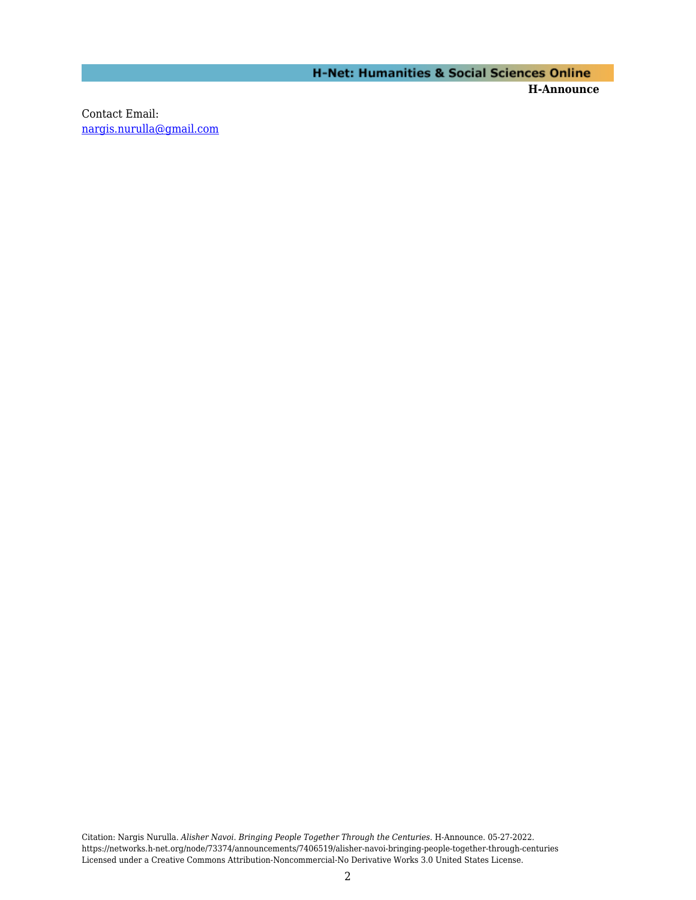Contact Email:
nargis.nurulla@gmail.com